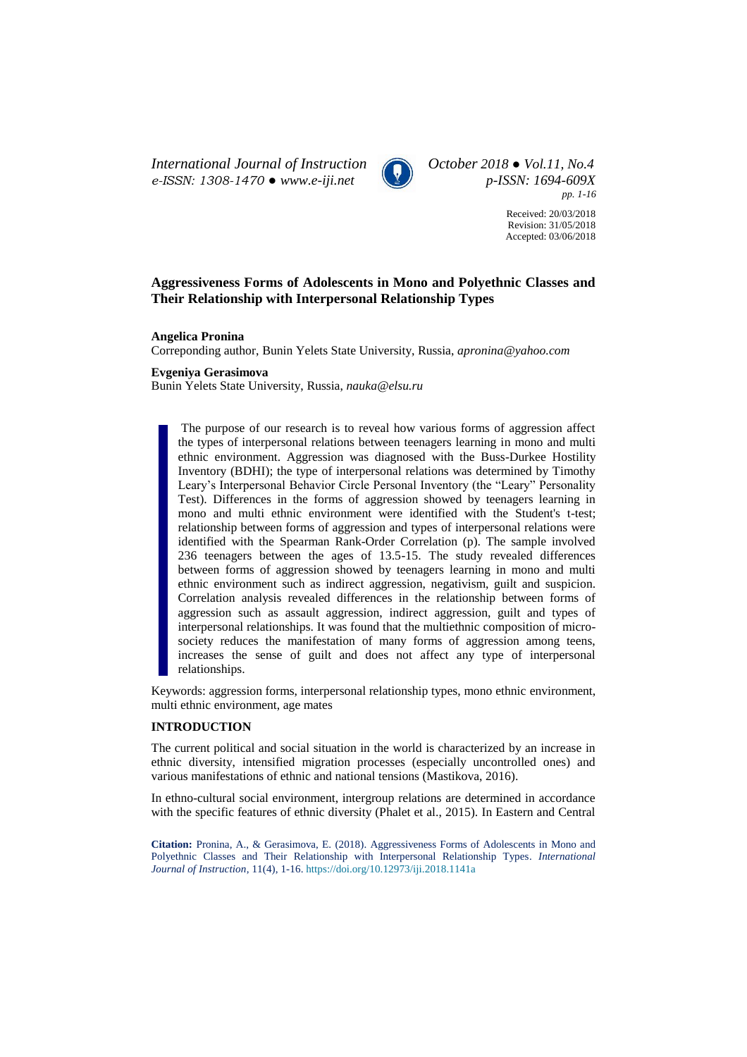# Aggressiveness Forms of Adolescents in Mono and Polyethnic Classes and Their Relationship with Interpersonal Relationship Types

**Angelica Pronina**
Correponding author, Bunin Yelets State University, Russia, *apronina@yahoo.com*

**Evgeniya Gerasimova**
Bunin Yelets State University, Russia, *nauka@elsu.ru*

The purpose of our research is to reveal how various forms of aggression affect the types of interpersonal relations between teenagers learning in mono and multi ethnic environment. Aggression was diagnosed with the Buss-Durkee Hostility Inventory (BDHI); the type of interpersonal relations was determined by Timothy Leary's Interpersonal Behavior Circle Personal Inventory (the "Leary" Personality Test). Differences in the forms of aggression showed by teenagers learning in mono and multi ethnic environment were identified with the Student's t-test; relationship between forms of aggression and types of interpersonal relations were identified with the Spearman Rank-Order Correlation (p). The sample involved 236 teenagers between the ages of 13.5-15. The study revealed differences between forms of aggression showed by teenagers learning in mono and multi ethnic environment such as indirect aggression, negativism, guilt and suspicion. Correlation analysis revealed differences in the relationship between forms of aggression such as assault aggression, indirect aggression, guilt and types of interpersonal relationships. It was found that the multiethnic composition of micro-society reduces the manifestation of many forms of aggression among teens, increases the sense of guilt and does not affect any type of interpersonal relationships.

Keywords: aggression forms, interpersonal relationship types, mono ethnic environment, multi ethnic environment, age mates

## INTRODUCTION

The current political and social situation in the world is characterized by an increase in ethnic diversity, intensified migration processes (especially uncontrolled ones) and various manifestations of ethnic and national tensions (Mastikova, 2016).

In ethno-cultural social environment, intergroup relations are determined in accordance with the specific features of ethnic diversity (Phalet et al., 2015). In Eastern and Central

**Citation:** Pronina, A., & Gerasimova, E. (2018). Aggressiveness Forms of Adolescents in Mono and Polyethnic Classes and Their Relationship with Interpersonal Relationship Types. *International Journal of Instruction*, 11(4), 1-16. https://doi.org/10.12973/iji.2018.1141a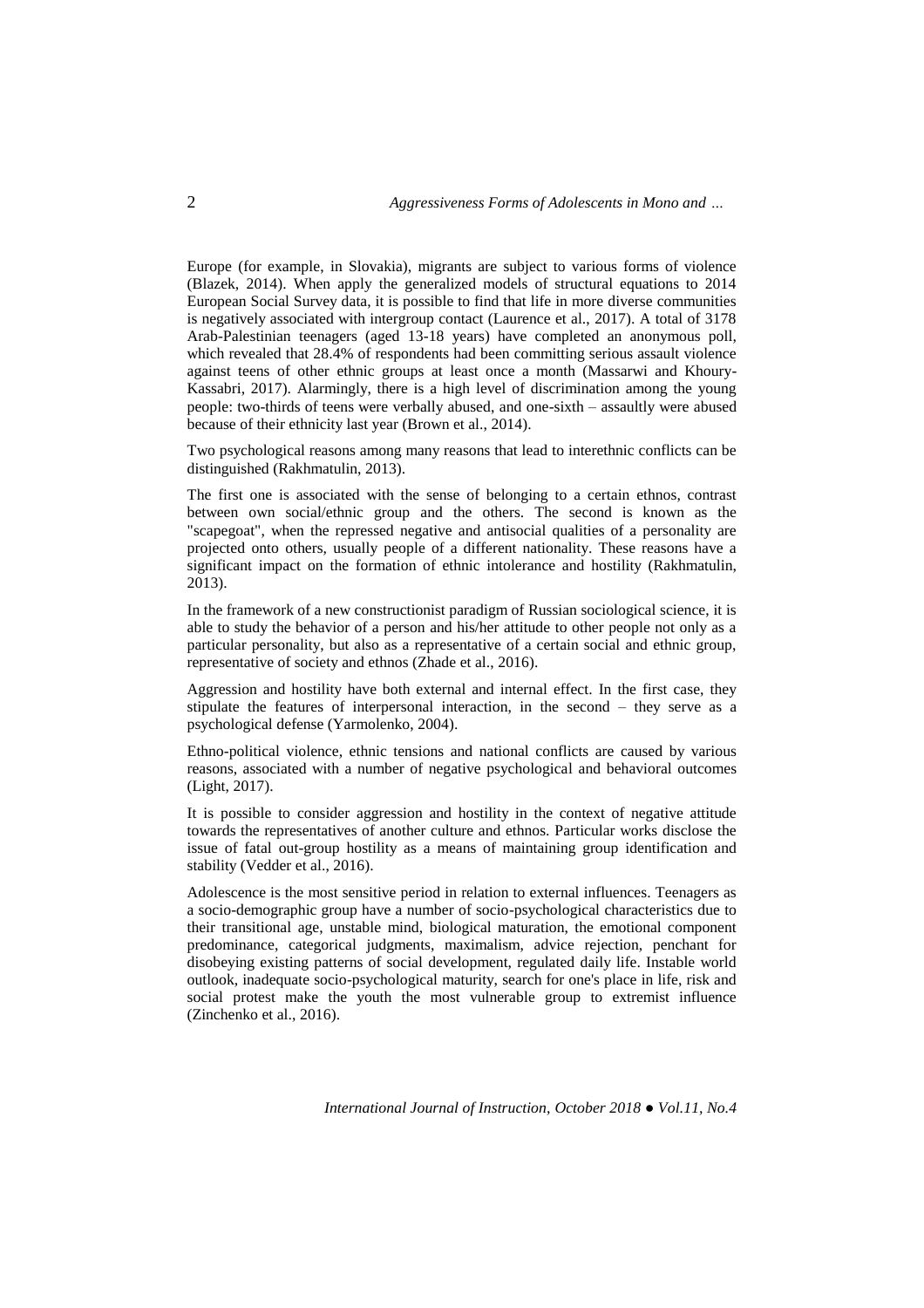Europe (for example, in Slovakia), migrants are subject to various forms of violence (Blazek, 2014). When apply the generalized models of structural equations to 2014 European Social Survey data, it is possible to find that life in more diverse communities is negatively associated with intergroup contact (Laurence et al., 2017). A total of 3178 Arab-Palestinian teenagers (aged 13-18 years) have completed an anonymous poll, which revealed that 28.4% of respondents had been committing serious assault violence against teens of other ethnic groups at least once a month (Massarwi and Khoury-Kassabri, 2017). Alarmingly, there is a high level of discrimination among the young people: two-thirds of teens were verbally abused, and one-sixth – assaultly were abused because of their ethnicity last year (Brown et al., 2014).

Two psychological reasons among many reasons that lead to interethnic conflicts can be distinguished (Rakhmatulin, 2013).

The first one is associated with the sense of belonging to a certain ethnos, contrast between own social/ethnic group and the others. The second is known as the "scapegoat", when the repressed negative and antisocial qualities of a personality are projected onto others, usually people of a different nationality. These reasons have a significant impact on the formation of ethnic intolerance and hostility (Rakhmatulin, 2013).

In the framework of a new constructionist paradigm of Russian sociological science, it is able to study the behavior of a person and his/her attitude to other people not only as a particular personality, but also as a representative of a certain social and ethnic group, representative of society and ethnos (Zhade et al., 2016).

Aggression and hostility have both external and internal effect. In the first case, they stipulate the features of interpersonal interaction, in the second – they serve as a psychological defense (Yarmolenko, 2004).

Ethno-political violence, ethnic tensions and national conflicts are caused by various reasons, associated with a number of negative psychological and behavioral outcomes (Light, 2017).

It is possible to consider aggression and hostility in the context of negative attitude towards the representatives of another culture and ethnos. Particular works disclose the issue of fatal out-group hostility as a means of maintaining group identification and stability (Vedder et al., 2016).

Adolescence is the most sensitive period in relation to external influences. Teenagers as a socio-demographic group have a number of socio-psychological characteristics due to their transitional age, unstable mind, biological maturation, the emotional component predominance, categorical judgments, maximalism, advice rejection, penchant for disobeying existing patterns of social development, regulated daily life. Instable world outlook, inadequate socio-psychological maturity, search for one's place in life, risk and social protest make the youth the most vulnerable group to extremist influence (Zinchenko et al., 2016).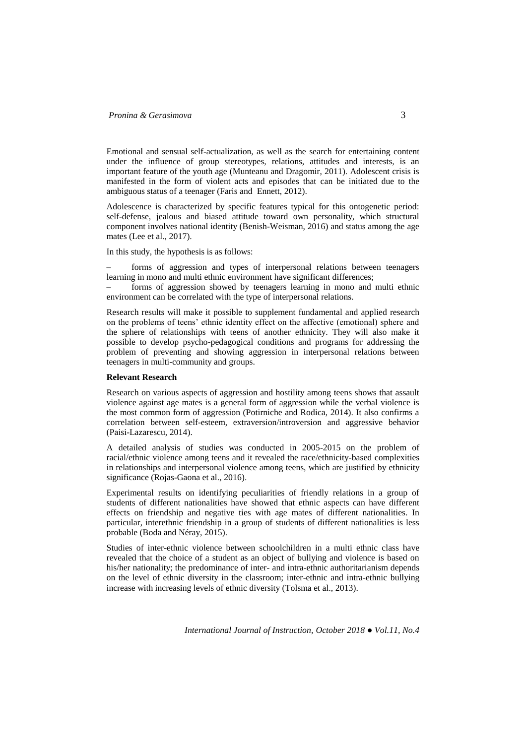Emotional and sensual self-actualization, as well as the search for entertaining content under the influence of group stereotypes, relations, attitudes and interests, is an important feature of the youth age (Munteanu and Dragomir, 2011). Adolescent crisis is manifested in the form of violent acts and episodes that can be initiated due to the ambiguous status of a teenager (Faris and Ennett, 2012).

Adolescence is characterized by specific features typical for this ontogenetic period: self-defense, jealous and biased attitude toward own personality, which structural component involves national identity (Benish-Weisman, 2016) and status among the age mates (Lee et al., 2017).

In this study, the hypothesis is as follows:

– forms of aggression and types of interpersonal relations between teenagers learning in mono and multi ethnic environment have significant differences;

– forms of aggression showed by teenagers learning in mono and multi ethnic environment can be correlated with the type of interpersonal relations.

Research results will make it possible to supplement fundamental and applied research on the problems of teens' ethnic identity effect on the affective (emotional) sphere and the sphere of relationships with teens of another ethnicity. They will also make it possible to develop psycho-pedagogical conditions and programs for addressing the problem of preventing and showing aggression in interpersonal relations between teenagers in multi-community and groups.

**Relevant Research**

Research on various aspects of aggression and hostility among teens shows that assault violence against age mates is a general form of aggression while the verbal violence is the most common form of aggression (Potirniche and Rodica, 2014). It also confirms a correlation between self-esteem, extraversion/introversion and aggressive behavior (Paisi-Lazarescu, 2014).

A detailed analysis of studies was conducted in 2005-2015 on the problem of racial/ethnic violence among teens and it revealed the race/ethnicity-based complexities in relationships and interpersonal violence among teens, which are justified by ethnicity significance (Rojas-Gaona et al., 2016).

Experimental results on identifying peculiarities of friendly relations in a group of students of different nationalities have showed that ethnic aspects can have different effects on friendship and negative ties with age mates of different nationalities. In particular, interethnic friendship in a group of students of different nationalities is less probable (Boda and Néray, 2015).

Studies of inter-ethnic violence between schoolchildren in a multi ethnic class have revealed that the choice of a student as an object of bullying and violence is based on his/her nationality; the predominance of inter- and intra-ethnic authoritarianism depends on the level of ethnic diversity in the classroom; inter-ethnic and intra-ethnic bullying increase with increasing levels of ethnic diversity (Tolsma et al., 2013).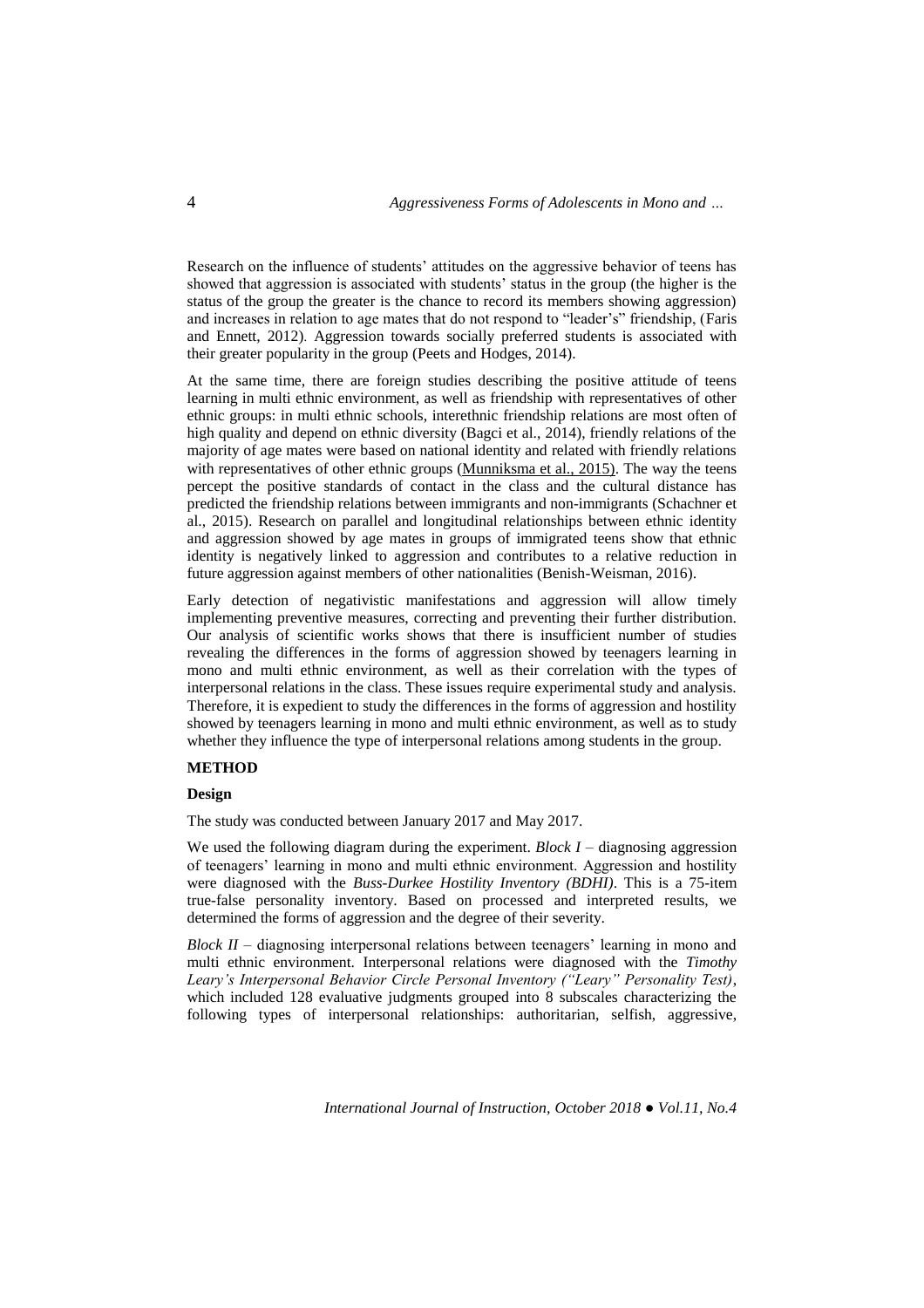Research on the influence of students' attitudes on the aggressive behavior of teens has showed that aggression is associated with students' status in the group (the higher is the status of the group the greater is the chance to record its members showing aggression) and increases in relation to age mates that do not respond to "leader's" friendship, (Faris and Ennett, 2012). Aggression towards socially preferred students is associated with their greater popularity in the group (Peets and Hodges, 2014).

At the same time, there are foreign studies describing the positive attitude of teens learning in multi ethnic environment, as well as friendship with representatives of other ethnic groups: in multi ethnic schools, interethnic friendship relations are most often of high quality and depend on ethnic diversity (Bagci et al., 2014), friendly relations of the majority of age mates were based on national identity and related with friendly relations with representatives of other ethnic groups (Munniksma et al., 2015). The way the teens percept the positive standards of contact in the class and the cultural distance has predicted the friendship relations between immigrants and non-immigrants (Schachner et al., 2015). Research on parallel and longitudinal relationships between ethnic identity and aggression showed by age mates in groups of immigrated teens show that ethnic identity is negatively linked to aggression and contributes to a relative reduction in future aggression against members of other nationalities (Benish-Weisman, 2016).

Early detection of negativistic manifestations and aggression will allow timely implementing preventive measures, correcting and preventing their further distribution. Our analysis of scientific works shows that there is insufficient number of studies revealing the differences in the forms of aggression showed by teenagers learning in mono and multi ethnic environment, as well as their correlation with the types of interpersonal relations in the class. These issues require experimental study and analysis. Therefore, it is expedient to study the differences in the forms of aggression and hostility showed by teenagers learning in mono and multi ethnic environment, as well as to study whether they influence the type of interpersonal relations among students in the group.

## METHOD

### Design

The study was conducted between January 2017 and May 2017.

We used the following diagram during the experiment. *Block I* – diagnosing aggression of teenagers' learning in mono and multi ethnic environment. Aggression and hostility were diagnosed with the *Buss-Durkee Hostility Inventory (BDHI)*. This is a 75-item true-false personality inventory. Based on processed and interpreted results, we determined the forms of aggression and the degree of their severity.

*Block II* – diagnosing interpersonal relations between teenagers' learning in mono and multi ethnic environment. Interpersonal relations were diagnosed with the *Timothy Leary's Interpersonal Behavior Circle Personal Inventory ("Leary" Personality Test)*, which included 128 evaluative judgments grouped into 8 subscales characterizing the following types of interpersonal relationships: authoritarian, selfish, aggressive,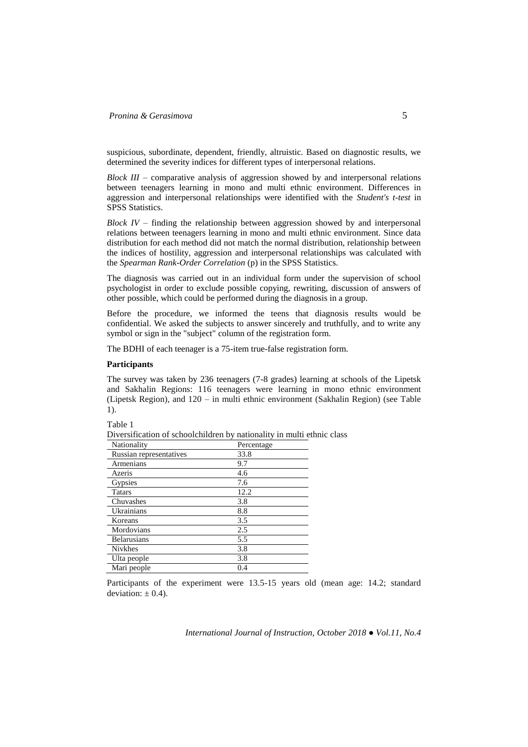suspicious, subordinate, dependent, friendly, altruistic. Based on diagnostic results, we determined the severity indices for different types of interpersonal relations.

*Block III* – comparative analysis of aggression showed by and interpersonal relations between teenagers learning in mono and multi ethnic environment. Differences in aggression and interpersonal relationships were identified with the *Student's t-test* in SPSS Statistics.

*Block IV* – finding the relationship between aggression showed by and interpersonal relations between teenagers learning in mono and multi ethnic environment. Since data distribution for each method did not match the normal distribution, relationship between the indices of hostility, aggression and interpersonal relationships was calculated with the *Spearman Rank-Order Correlation* (p) in the SPSS Statistics.

The diagnosis was carried out in an individual form under the supervision of school psychologist in order to exclude possible copying, rewriting, discussion of answers of other possible, which could be performed during the diagnosis in a group.

Before the procedure, we informed the teens that diagnosis results would be confidential. We asked the subjects to answer sincerely and truthfully, and to write any symbol or sign in the "subject" column of the registration form.

The BDHI of each teenager is a 75-item true-false registration form.

**Participants**

The survey was taken by 236 teenagers (7-8 grades) learning at schools of the Lipetsk and Sakhalin Regions: 116 teenagers were learning in mono ethnic environment (Lipetsk Region), and 120 – in multi ethnic environment (Sakhalin Region) (see Table 1).

Table 1

Diversification of schoolchildren by nationality in multi ethnic class

| Nationality | Percentage |
|---|---|
| Russian representatives | 33.8 |
| Armenians | 9.7 |
| Azeris | 4.6 |
| Gypsies | 7.6 |
| Tatars | 12.2 |
| Chuvashes | 3.8 |
| Ukrainians | 8.8 |
| Koreans | 3.5 |
| Mordovians | 2.5 |
| Belarusians | 5.5 |
| Nivkhes | 3.8 |
| Ulta people | 3.8 |
| Mari people | 0.4 |

Participants of the experiment were 13.5-15 years old (mean age: 14.2; standard deviation: $\pm$ 0.4).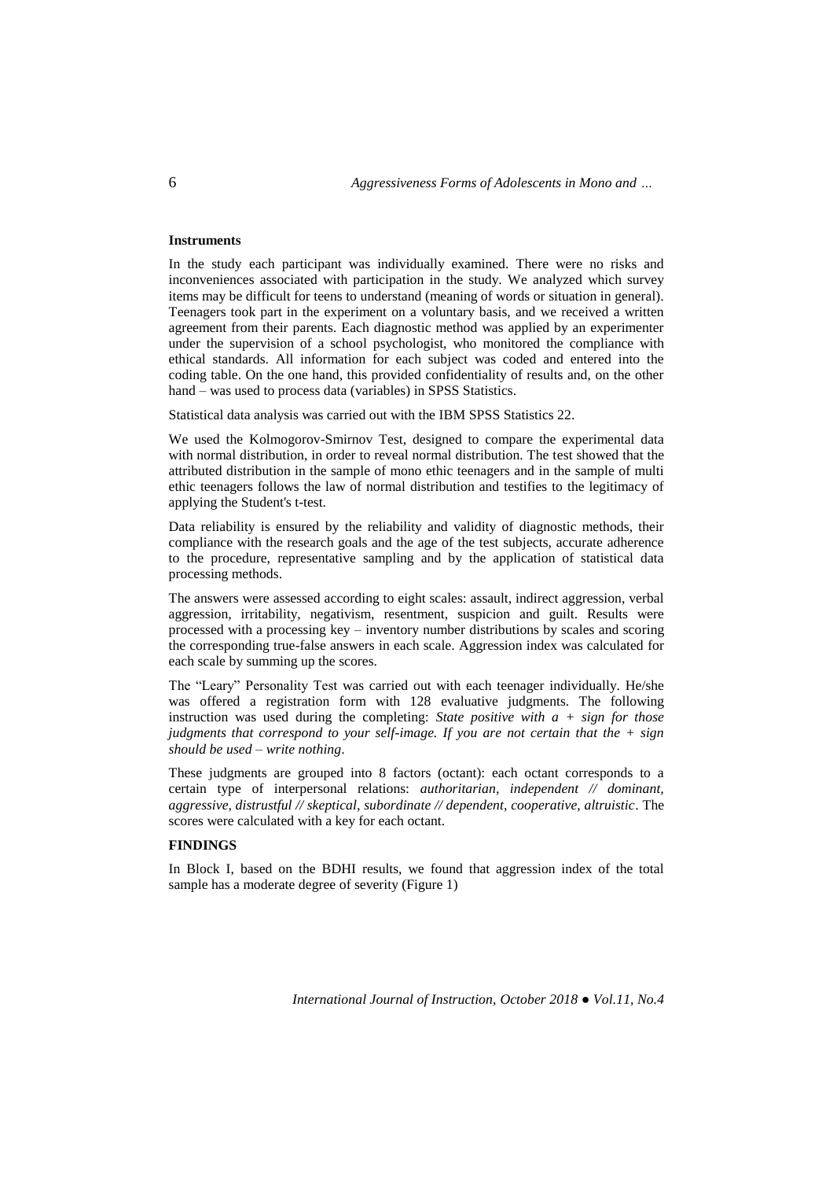**Instruments**

In the study each participant was individually examined. There were no risks and inconveniences associated with participation in the study. We analyzed which survey items may be difficult for teens to understand (meaning of words or situation in general). Teenagers took part in the experiment on a voluntary basis, and we received a written agreement from their parents. Each diagnostic method was applied by an experimenter under the supervision of a school psychologist, who monitored the compliance with ethical standards. All information for each subject was coded and entered into the coding table. On the one hand, this provided confidentiality of results and, on the other hand – was used to process data (variables) in SPSS Statistics.

Statistical data analysis was carried out with the IBM SPSS Statistics 22.

We used the Kolmogorov-Smirnov Test, designed to compare the experimental data with normal distribution, in order to reveal normal distribution. The test showed that the attributed distribution in the sample of mono ethic teenagers and in the sample of multi ethic teenagers follows the law of normal distribution and testifies to the legitimacy of applying the Student's t-test.

Data reliability is ensured by the reliability and validity of diagnostic methods, their compliance with the research goals and the age of the test subjects, accurate adherence to the procedure, representative sampling and by the application of statistical data processing methods.

The answers were assessed according to eight scales: assault, indirect aggression, verbal aggression, irritability, negativism, resentment, suspicion and guilt. Results were processed with a processing key – inventory number distributions by scales and scoring the corresponding true-false answers in each scale. Aggression index was calculated for each scale by summing up the scores.

The "Leary" Personality Test was carried out with each teenager individually. He/she was offered a registration form with 128 evaluative judgments. The following instruction was used during the completing: *State positive with a + sign for those judgments that correspond to your self-image. If you are not certain that the + sign should be used – write nothing*.

These judgments are grouped into 8 factors (octant): each octant corresponds to a certain type of interpersonal relations: *authoritarian, independent // dominant, aggressive, distrustful // skeptical, subordinate // dependent, cooperative, altruistic*. The scores were calculated with a key for each octant.

**FINDINGS**

In Block I, based on the BDHI results, we found that aggression index of the total sample has a moderate degree of severity (Figure 1)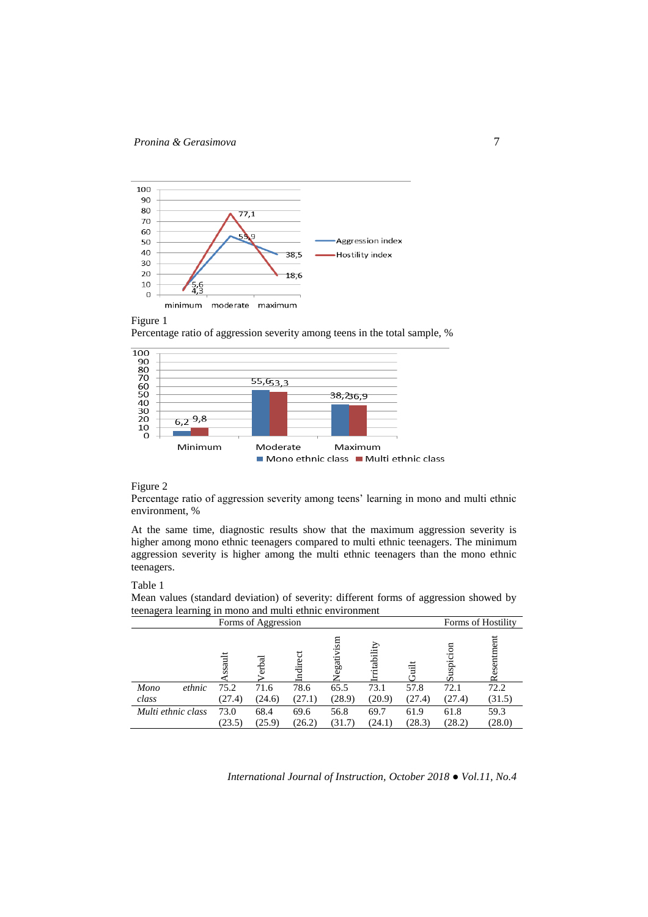Figure 1
Percentage ratio of aggression severity among teens in the total sample, %

Figure 2
Percentage ratio of aggression severity among teens' learning in mono and multi ethnic environment, %

At the same time, diagnostic results show that the maximum aggression severity is higher among mono ethnic teenagers compared to multi ethnic teenagers. The minimum aggression severity is higher among the multi ethnic teenagers than the mono ethnic teenagers.

Table 1
Mean values (standard deviation) of severity: different forms of aggression showed by teenagera learning in mono and multi ethnic environment

| | Forms of Aggression | | | | | | Forms of Hostility | |
|---|---|---|---|---|---|---|---|---|
| | Assault | Verbal | Indirect | Negativism | Irritability | Guilt | Suspicion | Resentment |
| *Mono ethnic class* | 75.2 (27.4) | 71.6 (24.6) | 78.6 (27.1) | 65.5 (28.9) | 73.1 (20.9) | 57.8 (27.4) | 72.1 (27.4) | 72.2 (31.5) |
| *Multi ethnic class* | 73.0 (23.5) | 68.4 (25.9) | 69.6 (26.2) | 56.8 (31.7) | 69.7 (24.1) | 61.9 (28.3) | 61.8 (28.2) | 59.3 (28.0) |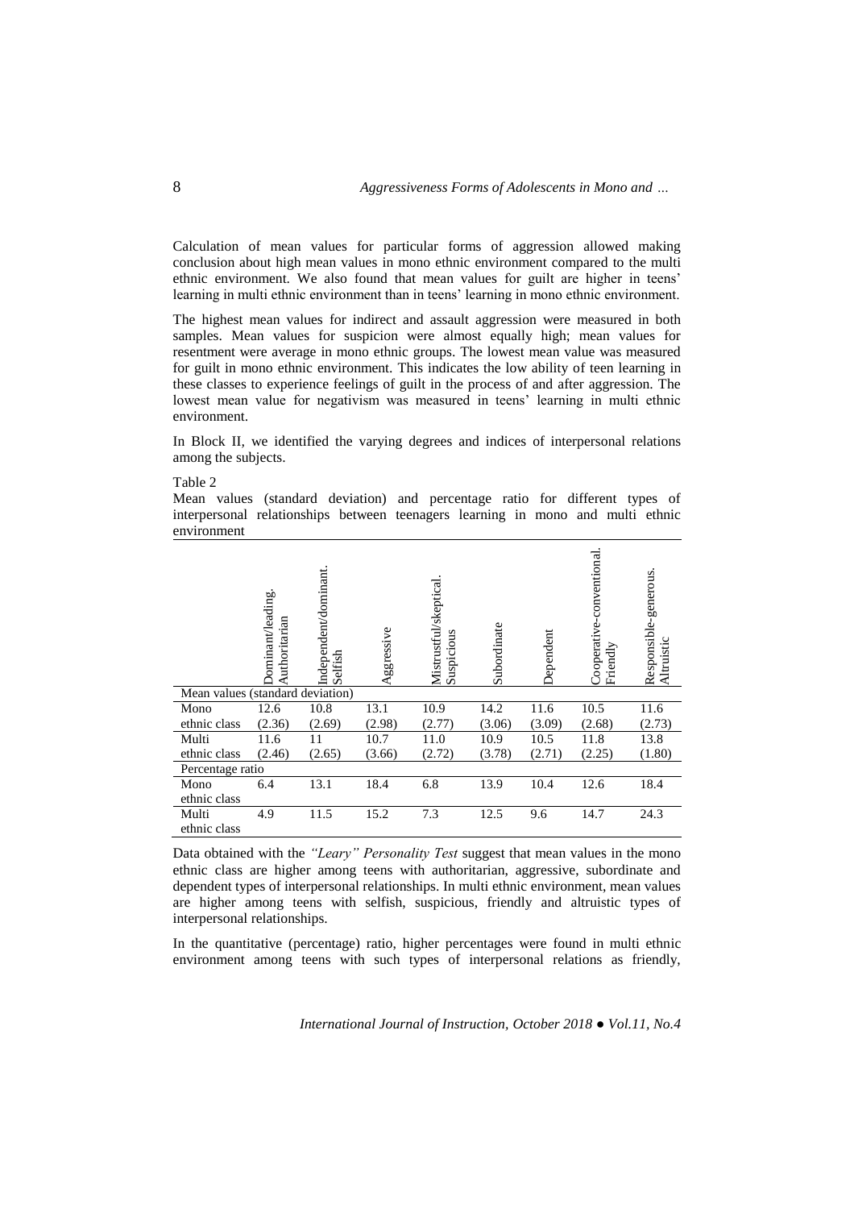Calculation of mean values for particular forms of aggression allowed making conclusion about high mean values in mono ethnic environment compared to the multi ethnic environment. We also found that mean values for guilt are higher in teens' learning in multi ethnic environment than in teens' learning in mono ethnic environment.

The highest mean values for indirect and assault aggression were measured in both samples. Mean values for suspicion were almost equally high; mean values for resentment were average in mono ethnic groups. The lowest mean value was measured for guilt in mono ethnic environment. This indicates the low ability of teen learning in these classes to experience feelings of guilt in the process of and after aggression. The lowest mean value for negativism was measured in teens' learning in multi ethnic environment.

In Block II, we identified the varying degrees and indices of interpersonal relations among the subjects.

Table 2

Mean values (standard deviation) and percentage ratio for different types of interpersonal relationships between teenagers learning in mono and multi ethnic environment

| | Dominant/leading. Authoritarian | Independent/dominant. Selfish | Aggressive | Mistrustful/skeptical. Suspicious | Subordinate | Dependent | Cooperative-conventional. Friendly | Responsible-generous. Altruistic |
|---|---|---|---|---|---|---|---|---|
| Mean values (standard deviation) | | | | | | | | |
| Mono ethnic class | 12.6 (2.36) | 10.8 (2.69) | 13.1 (2.98) | 10.9 (2.77) | 14.2 (3.06) | 11.6 (3.09) | 10.5 (2.68) | 11.6 (2.73) |
| Multi ethnic class | 11.6 (2.46) | 11 (2.65) | 10.7 (3.66) | 11.0 (2.72) | 10.9 (3.78) | 10.5 (2.71) | 11.8 (2.25) | 13.8 (1.80) |
| Percentage ratio | | | | | | | | |
| Mono ethnic class | 6.4 | 13.1 | 18.4 | 6.8 | 13.9 | 10.4 | 12.6 | 18.4 |
| Multi ethnic class | 4.9 | 11.5 | 15.2 | 7.3 | 12.5 | 9.6 | 14.7 | 24.3 |

Data obtained with the *"Leary" Personality Test* suggest that mean values in the mono ethnic class are higher among teens with authoritarian, aggressive, subordinate and dependent types of interpersonal relationships. In multi ethnic environment, mean values are higher among teens with selfish, suspicious, friendly and altruistic types of interpersonal relationships.

In the quantitative (percentage) ratio, higher percentages were found in multi ethnic environment among teens with such types of interpersonal relations as friendly,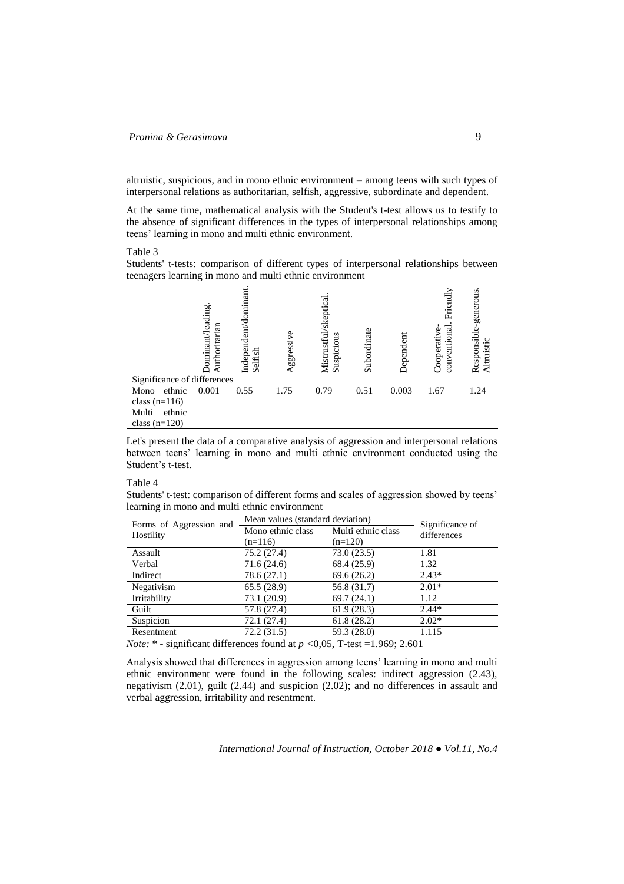altruistic, suspicious, and in mono ethnic environment – among teens with such types of interpersonal relations as authoritarian, selfish, aggressive, subordinate and dependent.

At the same time, mathematical analysis with the Student's t-test allows us to testify to the absence of significant differences in the types of interpersonal relationships among teens' learning in mono and multi ethnic environment.

Table 3
Students' t-tests: comparison of different types of interpersonal relationships between teenagers learning in mono and multi ethnic environment

| | Dominant/leading. Authoritarian | Independent/dominant. Selfish | Aggressive | Mistrustful/skeptical. Suspicious | Subordinate | Dependent | Cooperative-conventional. Friendly | Responsible-generous. Altruistic |
|---|---|---|---|---|---|---|---|---|
| Significance of differences | | | | | | | | |
| Mono ethnic class (n=116) / Multi ethnic class (n=120) | 0.001 | 0.55 | 1.75 | 0.79 | 0.51 | 0.003 | 1.67 | 1.24 |

Let's present the data of a comparative analysis of aggression and interpersonal relations between teens' learning in mono and multi ethnic environment conducted using the Student's t-test.

Table 4
Students' t-test: comparison of different forms and scales of aggression showed by teens' learning in mono and multi ethnic environment

| Forms of Aggression and Hostility | Mean values (standard deviation) | | Significance of differences |
|---|---|---|---|
| | Mono ethnic class (n=116) | Multi ethnic class (n=120) | |
| Assault | 75.2 (27.4) | 73.0 (23.5) | 1.81 |
| Verbal | 71.6 (24.6) | 68.4 (25.9) | 1.32 |
| Indirect | 78.6 (27.1) | 69.6 (26.2) | 2.43* |
| Negativism | 65.5 (28.9) | 56.8 (31.7) | 2.01* |
| Irritability | 73.1 (20.9) | 69.7 (24.1) | 1.12 |
| Guilt | 57.8 (27.4) | 61.9 (28.3) | 2.44* |
| Suspicion | 72.1 (27.4) | 61.8 (28.2) | 2.02* |
| Resentment | 72.2 (31.5) | 59.3 (28.0) | 1.115 |

*Note:* * - significant differences found at $p < 0{,}05$, T-test =1.969; 2.601

Analysis showed that differences in aggression among teens' learning in mono and multi ethnic environment were found in the following scales: indirect aggression (2.43), negativism (2.01), guilt (2.44) and suspicion (2.02); and no differences in assault and verbal aggression, irritability and resentment.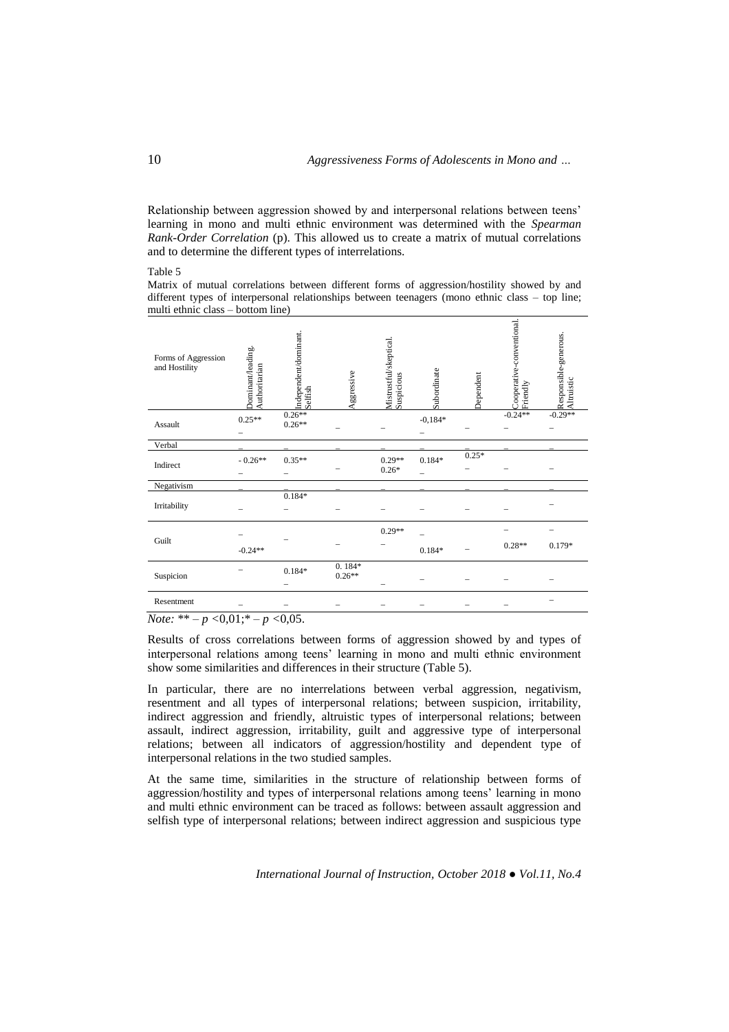Relationship between aggression showed by and interpersonal relations between teens' learning in mono and multi ethnic environment was determined with the *Spearman Rank-Order Correlation* (p). This allowed us to create a matrix of mutual correlations and to determine the different types of interrelations.

Table 5

Matrix of mutual correlations between different forms of aggression/hostility showed by and different types of interpersonal relationships between teenagers (mono ethnic class – top line; multi ethnic class – bottom line)

| Forms of Aggression and Hostility | Dominant/leading. Authoritarian | Independent/dominant. Selfish | Aggressive | Mistrustful/skeptical. Suspicious | Subordinate | Dependent | Cooperative-conventional. Friendly | Responsible-generous. Altruistic |
|---|---|---|---|---|---|---|---|---|
| Assault | 0.25**<br>– | 0.26**<br>0.26** | – | – | -0,184*<br>– | – | -0.24**<br>– | -0.29**<br>– |
| Verbal | – | – | – | – | – | – | – | – |
| Indirect | - 0.26**<br>– | 0.35**<br>– | – | 0.29**<br>0.26* | 0.184*<br>– | 0.25*<br>– | – | – |
| Negativism | – | – | – | – | – | – | – | – |
| Irritability | – | 0.184*<br>– | – | – | – | – | – | – |
| Guilt | –<br>-0.24** | – | – | 0.29**<br>– | –<br>0.184* | – | –<br>0.28** | –<br>0.179* |
| Suspicion | – | 0.184*<br>– | 0. 184*<br>0.26** | – | – | – | – | – |
| Resentment | – | – | – | – | – | – | – | – |

*Note:* ** – $p$ <0,01;* – $p$ <0,05.

Results of cross correlations between forms of aggression showed by and types of interpersonal relations among teens' learning in mono and multi ethnic environment show some similarities and differences in their structure (Table 5).

In particular, there are no interrelations between verbal aggression, negativism, resentment and all types of interpersonal relations; between suspicion, irritability, indirect aggression and friendly, altruistic types of interpersonal relations; between assault, indirect aggression, irritability, guilt and aggressive type of interpersonal relations; between all indicators of aggression/hostility and dependent type of interpersonal relations in the two studied samples.

At the same time, similarities in the structure of relationship between forms of aggression/hostility and types of interpersonal relations among teens' learning in mono and multi ethnic environment can be traced as follows: between assault aggression and selfish type of interpersonal relations; between indirect aggression and suspicious type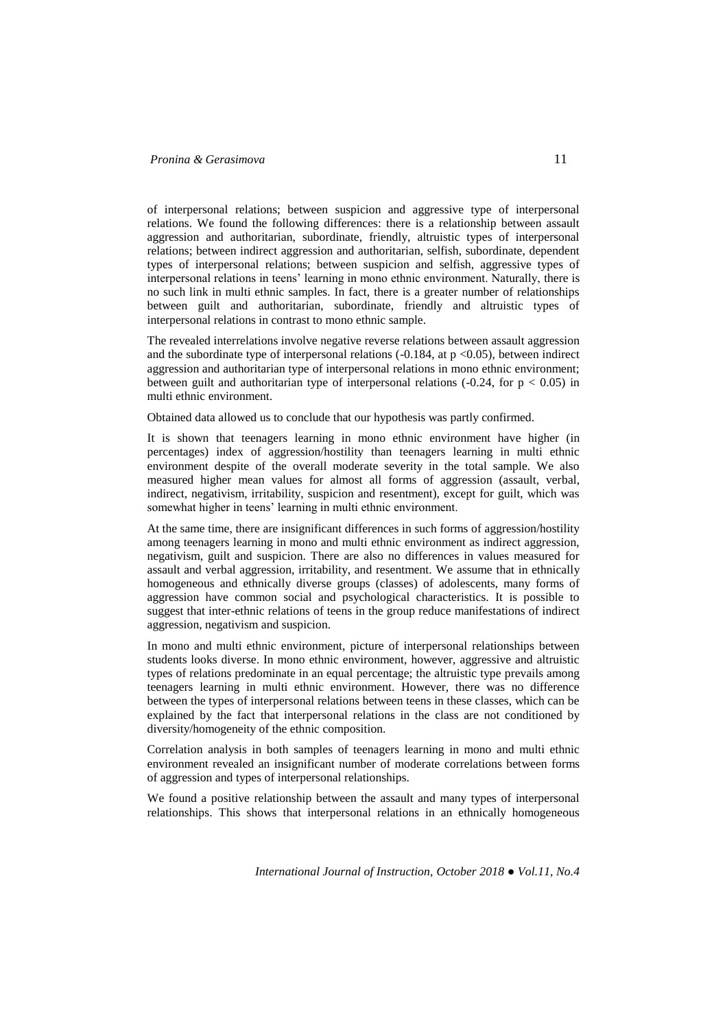of interpersonal relations; between suspicion and aggressive type of interpersonal relations. We found the following differences: there is a relationship between assault aggression and authoritarian, subordinate, friendly, altruistic types of interpersonal relations; between indirect aggression and authoritarian, selfish, subordinate, dependent types of interpersonal relations; between suspicion and selfish, aggressive types of interpersonal relations in teens' learning in mono ethnic environment. Naturally, there is no such link in multi ethnic samples. In fact, there is a greater number of relationships between guilt and authoritarian, subordinate, friendly and altruistic types of interpersonal relations in contrast to mono ethnic sample.

The revealed interrelations involve negative reverse relations between assault aggression and the subordinate type of interpersonal relations (-0.184, at $p < 0.05$), between indirect aggression and authoritarian type of interpersonal relations in mono ethnic environment; between guilt and authoritarian type of interpersonal relations (-0.24, for $p < 0.05$) in multi ethnic environment.

Obtained data allowed us to conclude that our hypothesis was partly confirmed.

It is shown that teenagers learning in mono ethnic environment have higher (in percentages) index of aggression/hostility than teenagers learning in multi ethnic environment despite of the overall moderate severity in the total sample. We also measured higher mean values for almost all forms of aggression (assault, verbal, indirect, negativism, irritability, suspicion and resentment), except for guilt, which was somewhat higher in teens' learning in multi ethnic environment.

At the same time, there are insignificant differences in such forms of aggression/hostility among teenagers learning in mono and multi ethnic environment as indirect aggression, negativism, guilt and suspicion. There are also no differences in values measured for assault and verbal aggression, irritability, and resentment. We assume that in ethnically homogeneous and ethnically diverse groups (classes) of adolescents, many forms of aggression have common social and psychological characteristics. It is possible to suggest that inter-ethnic relations of teens in the group reduce manifestations of indirect aggression, negativism and suspicion.

In mono and multi ethnic environment, picture of interpersonal relationships between students looks diverse. In mono ethnic environment, however, aggressive and altruistic types of relations predominate in an equal percentage; the altruistic type prevails among teenagers learning in multi ethnic environment. However, there was no difference between the types of interpersonal relations between teens in these classes, which can be explained by the fact that interpersonal relations in the class are not conditioned by diversity/homogeneity of the ethnic composition.

Correlation analysis in both samples of teenagers learning in mono and multi ethnic environment revealed an insignificant number of moderate correlations between forms of aggression and types of interpersonal relationships.

We found a positive relationship between the assault and many types of interpersonal relationships. This shows that interpersonal relations in an ethnically homogeneous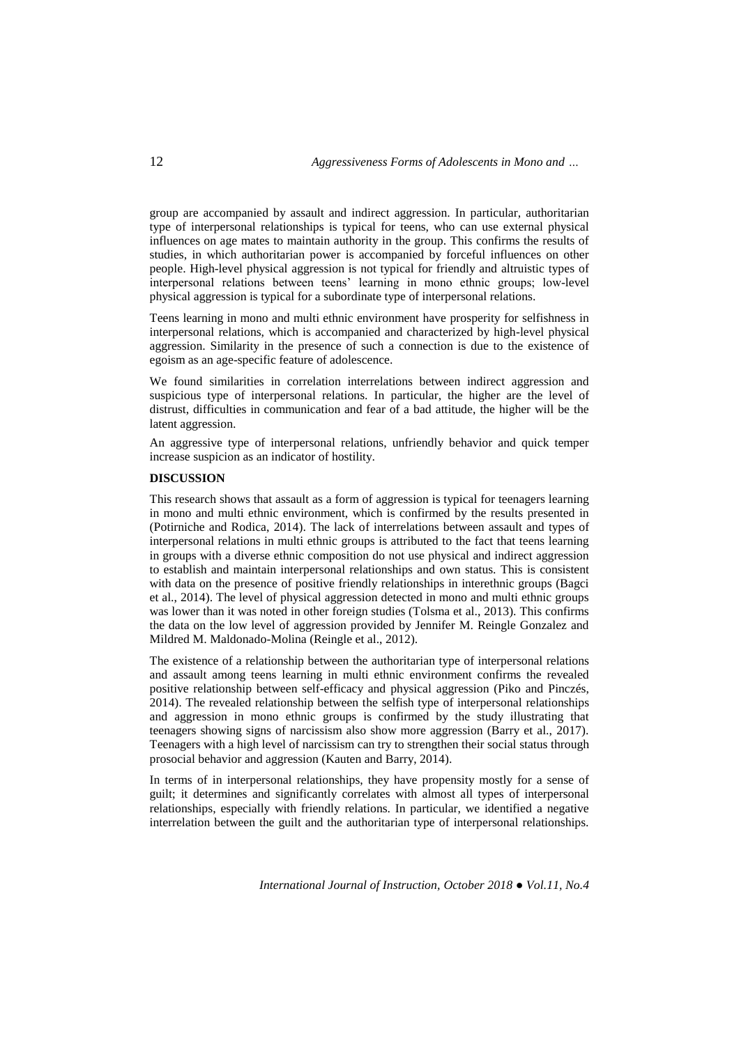group are accompanied by assault and indirect aggression. In particular, authoritarian type of interpersonal relationships is typical for teens, who can use external physical influences on age mates to maintain authority in the group. This confirms the results of studies, in which authoritarian power is accompanied by forceful influences on other people. High-level physical aggression is not typical for friendly and altruistic types of interpersonal relations between teens' learning in mono ethnic groups; low-level physical aggression is typical for a subordinate type of interpersonal relations.

Teens learning in mono and multi ethnic environment have prosperity for selfishness in interpersonal relations, which is accompanied and characterized by high-level physical aggression. Similarity in the presence of such a connection is due to the existence of egoism as an age-specific feature of adolescence.

We found similarities in correlation interrelations between indirect aggression and suspicious type of interpersonal relations. In particular, the higher are the level of distrust, difficulties in communication and fear of a bad attitude, the higher will be the latent aggression.

An aggressive type of interpersonal relations, unfriendly behavior and quick temper increase suspicion as an indicator of hostility.

## DISCUSSION

This research shows that assault as a form of aggression is typical for teenagers learning in mono and multi ethnic environment, which is confirmed by the results presented in (Potirniche and Rodica, 2014). The lack of interrelations between assault and types of interpersonal relations in multi ethnic groups is attributed to the fact that teens learning in groups with a diverse ethnic composition do not use physical and indirect aggression to establish and maintain interpersonal relationships and own status. This is consistent with data on the presence of positive friendly relationships in interethnic groups (Bagci et al., 2014). The level of physical aggression detected in mono and multi ethnic groups was lower than it was noted in other foreign studies (Tolsma et al., 2013). This confirms the data on the low level of aggression provided by Jennifer M. Reingle Gonzalez and Mildred M. Maldonado-Molina (Reingle et al., 2012).

The existence of a relationship between the authoritarian type of interpersonal relations and assault among teens learning in multi ethnic environment confirms the revealed positive relationship between self-efficacy and physical aggression (Piko and Pinczés, 2014). The revealed relationship between the selfish type of interpersonal relationships and aggression in mono ethnic groups is confirmed by the study illustrating that teenagers showing signs of narcissism also show more aggression (Barry et al., 2017). Teenagers with a high level of narcissism can try to strengthen their social status through prosocial behavior and aggression (Kauten and Barry, 2014).

In terms of in interpersonal relationships, they have propensity mostly for a sense of guilt; it determines and significantly correlates with almost all types of interpersonal relationships, especially with friendly relations. In particular, we identified a negative interrelation between the guilt and the authoritarian type of interpersonal relationships.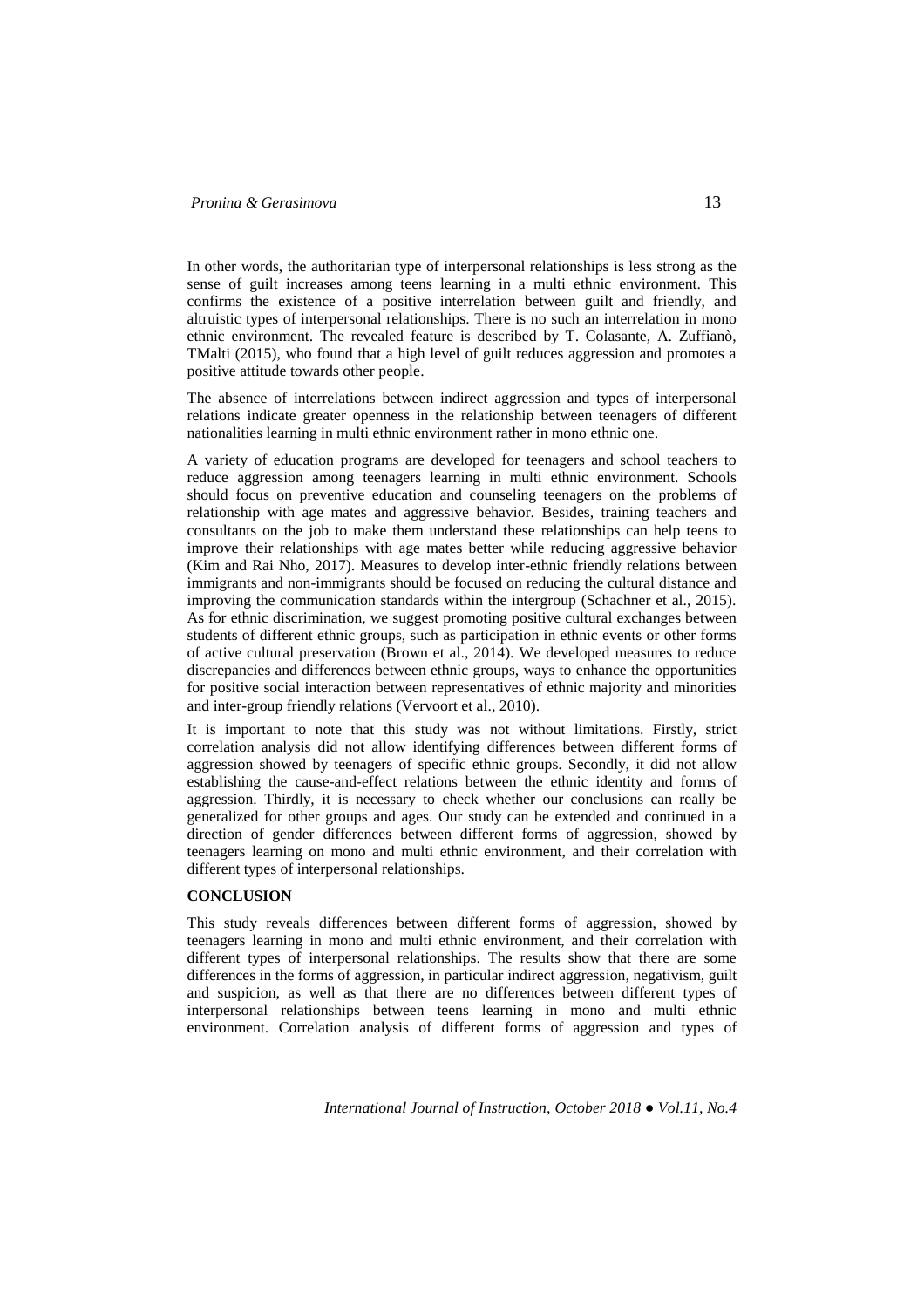In other words, the authoritarian type of interpersonal relationships is less strong as the sense of guilt increases among teens learning in a multi ethnic environment. This confirms the existence of a positive interrelation between guilt and friendly, and altruistic types of interpersonal relationships. There is no such an interrelation in mono ethnic environment. The revealed feature is described by T. Colasante, A. Zuffianò, TMalti (2015), who found that a high level of guilt reduces aggression and promotes a positive attitude towards other people.

The absence of interrelations between indirect aggression and types of interpersonal relations indicate greater openness in the relationship between teenagers of different nationalities learning in multi ethnic environment rather in mono ethnic one.

A variety of education programs are developed for teenagers and school teachers to reduce aggression among teenagers learning in multi ethnic environment. Schools should focus on preventive education and counseling teenagers on the problems of relationship with age mates and aggressive behavior. Besides, training teachers and consultants on the job to make them understand these relationships can help teens to improve their relationships with age mates better while reducing aggressive behavior (Kim and Rai Nho, 2017). Measures to develop inter-ethnic friendly relations between immigrants and non-immigrants should be focused on reducing the cultural distance and improving the communication standards within the intergroup (Schachner et al., 2015). As for ethnic discrimination, we suggest promoting positive cultural exchanges between students of different ethnic groups, such as participation in ethnic events or other forms of active cultural preservation (Brown et al., 2014). We developed measures to reduce discrepancies and differences between ethnic groups, ways to enhance the opportunities for positive social interaction between representatives of ethnic majority and minorities and inter-group friendly relations (Vervoort et al., 2010).

It is important to note that this study was not without limitations. Firstly, strict correlation analysis did not allow identifying differences between different forms of aggression showed by teenagers of specific ethnic groups. Secondly, it did not allow establishing the cause-and-effect relations between the ethnic identity and forms of aggression. Thirdly, it is necessary to check whether our conclusions can really be generalized for other groups and ages. Our study can be extended and continued in a direction of gender differences between different forms of aggression, showed by teenagers learning on mono and multi ethnic environment, and their correlation with different types of interpersonal relationships.

## CONCLUSION

This study reveals differences between different forms of aggression, showed by teenagers learning in mono and multi ethnic environment, and their correlation with different types of interpersonal relationships. The results show that there are some differences in the forms of aggression, in particular indirect aggression, negativism, guilt and suspicion, as well as that there are no differences between different types of interpersonal relationships between teens learning in mono and multi ethnic environment. Correlation analysis of different forms of aggression and types of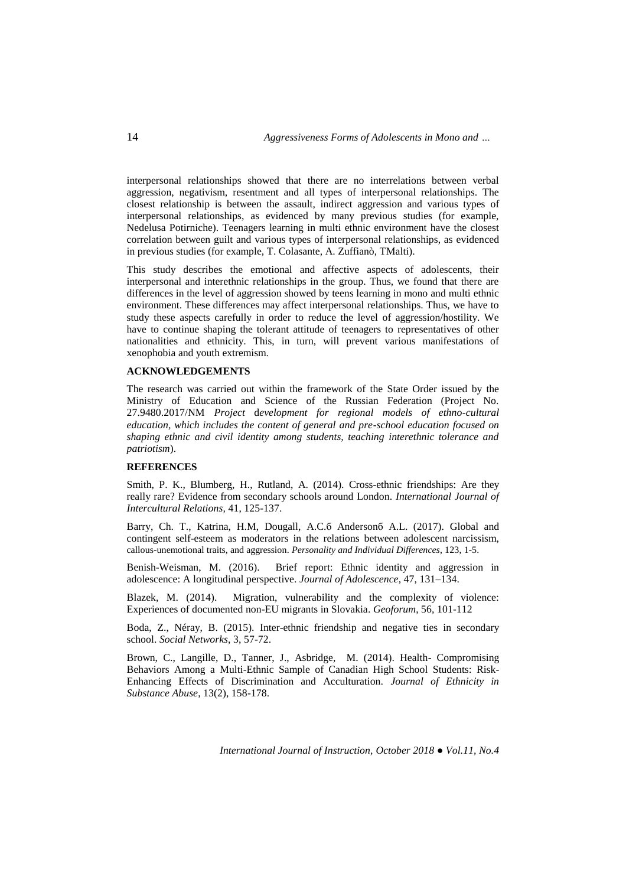interpersonal relationships showed that there are no interrelations between verbal aggression, negativism, resentment and all types of interpersonal relationships. The closest relationship is between the assault, indirect aggression and various types of interpersonal relationships, as evidenced by many previous studies (for example, Nedelusa Potirniche). Teenagers learning in multi ethnic environment have the closest correlation between guilt and various types of interpersonal relationships, as evidenced in previous studies (for example, T. Colasante, A. Zuffianò, TMalti).

This study describes the emotional and affective aspects of adolescents, their interpersonal and interethnic relationships in the group. Thus, we found that there are differences in the level of aggression showed by teens learning in mono and multi ethnic environment. These differences may affect interpersonal relationships. Thus, we have to study these aspects carefully in order to reduce the level of aggression/hostility. We have to continue shaping the tolerant attitude of teenagers to representatives of other nationalities and ethnicity. This, in turn, will prevent various manifestations of xenophobia and youth extremism.

## ACKNOWLEDGEMENTS

The research was carried out within the framework of the State Order issued by the Ministry of Education and Science of the Russian Federation (Project No. 27.9480.2017/NM *Project* d*evelopment for regional models of ethno-cultural education, which includes the content of general and pre-school education focused on shaping ethnic and civil identity among students, teaching interethnic tolerance and patriotism*).

## REFERENCES

Smith, P. K., Blumberg, H., Rutland, A. (2014). Cross-ethnic friendships: Are they really rare? Evidence from secondary schools around London. *International Journal of Intercultural Relations*, 41, 125-137.

Barry, Ch. T., Katrina, H.M, Dougall, A.C.б Andersonб A.L. (2017). Global and contingent self-esteem as moderators in the relations between adolescent narcissism, callous-unemotional traits, and aggression. *Personality and Individual Differences*, 123, 1-5.

Benish-Weisman, M. (2016). Brief report: Ethnic identity and aggression in adolescence: A longitudinal perspective. *Journal of Adolescence*, 47, 131–134.

Blazek, M. (2014). Migration, vulnerability and the complexity of violence: Experiences of documented non-EU migrants in Slovakia. *Geoforum*, 56, 101-112

Boda, Z., Néray, B. (2015). Inter-ethnic friendship and negative ties in secondary school. *Social Networks*, 3, 57-72.

Brown, C., Langille, D., Tanner, J., Asbridge, M. (2014). Health- Compromising Behaviors Among a Multi-Ethnic Sample of Canadian High School Students: Risk-Enhancing Effects of Discrimination and Acculturation. *Journal of Ethnicity in Substance Abuse*, 13(2), 158-178.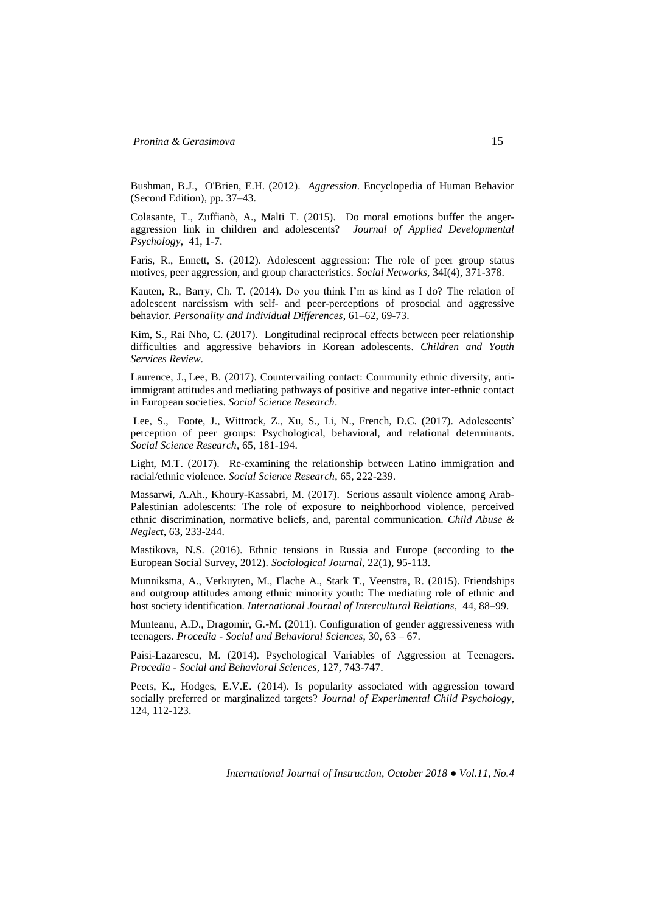Bushman, B.J., O'Brien, E.H. (2012). *Aggression*. Encyclopedia of Human Behavior (Second Edition), pp. 37–43.

Colasante, T., Zuffianò, A., Malti T. (2015). Do moral emotions buffer the anger-aggression link in children and adolescents? *Journal of Applied Developmental Psychology*, 41, 1-7.

Faris, R., Ennett, S. (2012). Adolescent aggression: The role of peer group status motives, peer aggression, and group characteristics. *Social Networks*, 34I(4), 371-378.

Kauten, R., Barry, Ch. T. (2014). Do you think I'm as kind as I do? The relation of adolescent narcissism with self- and peer-perceptions of prosocial and aggressive behavior. *Personality and Individual Differences*, 61–62, 69-73.

Kim, S., Rai Nho, C. (2017). Longitudinal reciprocal effects between peer relationship difficulties and aggressive behaviors in Korean adolescents. *Children and Youth Services Review*.

Laurence, J., Lee, B. (2017). Countervailing contact: Community ethnic diversity, anti-immigrant attitudes and mediating pathways of positive and negative inter-ethnic contact in European societies. *Social Science Research*.

Lee, S., Foote, J., Wittrock, Z., Xu, S., Li, N., French, D.C. (2017). Adolescents' perception of peer groups: Psychological, behavioral, and relational determinants. *Social Science Research*, 65, 181-194.

Light, M.T. (2017). Re-examining the relationship between Latino immigration and racial/ethnic violence. *Social Science Research*, 65, 222-239.

Massarwi, A.Ah., Khoury-Kassabri, M. (2017). Serious assault violence among Arab-Palestinian adolescents: The role of exposure to neighborhood violence, perceived ethnic discrimination, normative beliefs, and, parental communication. *Child Abuse & Neglect*, 63, 233-244.

Mastikova, N.S. (2016). Ethnic tensions in Russia and Europe (according to the European Social Survey, 2012). *Sociological Journal*, 22(1), 95-113.

Munniksma, A., Verkuyten, M., Flache A., Stark T., Veenstra, R. (2015). Friendships and outgroup attitudes among ethnic minority youth: The mediating role of ethnic and host society identification. *International Journal of Intercultural Relations*, 44, 88–99.

Munteanu, A.D., Dragomir, G.-M. (2011). Configuration of gender aggressiveness with teenagers. *Procedia - Social and Behavioral Sciences*, 30, 63 – 67.

Paisi-Lazarescu, M. (2014). Psychological Variables of Aggression at Teenagers. *Procedia - Social and Behavioral Sciences*, 127, 743-747.

Peets, K., Hodges, E.V.E. (2014). Is popularity associated with aggression toward socially preferred or marginalized targets? *Journal of Experimental Child Psychology*, 124, 112-123.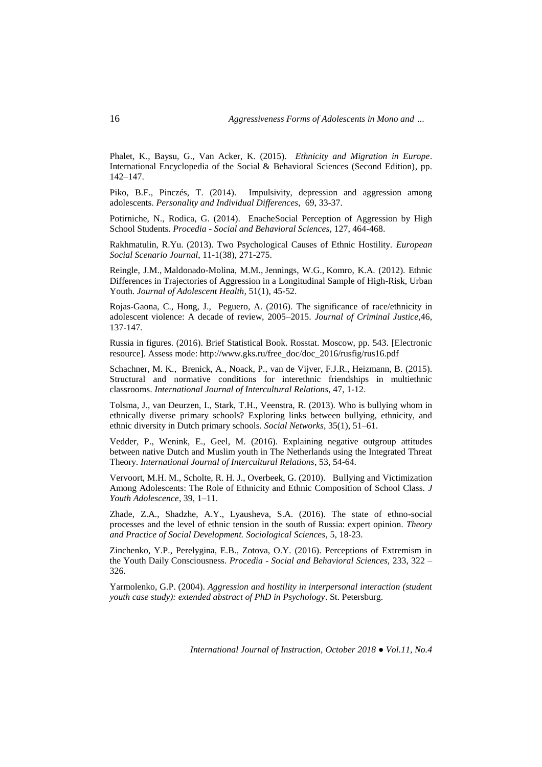Phalet, K., Baysu, G., Van Acker, K. (2015). *Ethnicity and Migration in Europe*. International Encyclopedia of the Social & Behavioral Sciences (Second Edition), pp. 142–147.

Piko, B.F., Pinczés, T. (2014). Impulsivity, depression and aggression among adolescents. *Personality and Individual Differences*, 69, 33-37.

Potirniche, N., Rodica, G. (2014). EnacheSocial Perception of Aggression by High School Students. *Procedia - Social and Behavioral Sciences,* 127, 464-468.

Rakhmatulin, R.Yu. (2013). Two Psychological Causes of Ethnic Hostility. *European Social Scenario Journal*, 11-1(38), 271-275.

Reingle, J.M., Maldonado-Molina, M.M., Jennings, W.G., Komro, K.A. (2012). Ethnic Differences in Trajectories of Aggression in a Longitudinal Sample of High-Risk, Urban Youth. *Journal of Adolescent Health,* 51(1), 45-52.

Rojas-Gaona, C., Hong, J., Peguero, A. (2016). The significance of race/ethnicity in adolescent violence: A decade of review, 2005–2015. *Journal of Criminal Justice*,46, 137-147.

Russia in figures. (2016). Brief Statistical Book. Rosstat. Moscow, pp. 543. [Electronic resource]. Assess mode: http://www.gks.ru/free_doc/doc_2016/rusfig/rus16.pdf

Schachner, M. K., Brenick, A., Noack, P., van de Vijver, F.J.R., Heizmann, B. (2015). Structural and normative conditions for interethnic friendships in multiethnic classrooms. *International Journal of Intercultural Relations*, 47, 1-12.

Tolsma, J., van Deurzen, I., Stark, T.H., Veenstra, R. (2013). Who is bullying whom in ethnically diverse primary schools? Exploring links between bullying, ethnicity, and ethnic diversity in Dutch primary schools. *Social Networks*, 35(1), 51–61.

Vedder, P., Wenink, E., Geel, M. (2016). Explaining negative outgroup attitudes between native Dutch and Muslim youth in The Netherlands using the Integrated Threat Theory. *International Journal of Intercultural Relations*, 53, 54-64.

Vervoort, M.H. M., Scholte, R. H. J., Overbeek, G. (2010). Bullying and Victimization Among Adolescents: The Role of Ethnicity and Ethnic Composition of School Class. *J Youth Adolescence*, 39, 1–11.

Zhade, Z.A., Shadzhe, A.Y., Lyausheva, S.A. (2016). The state of ethno-social processes and the level of ethnic tension in the south of Russia: expert opinion. *Theory and Practice of Social Development. Sociological Sciences*, 5, 18-23.

Zinchenko, Y.P., Perelygina, E.B., Zotova, O.Y. (2016). Perceptions of Extremism in the Youth Daily Consciousness. *Procedia - Social and Behavioral Sciences,* 233, 322 – 326.

Yarmolenko, G.P. (2004). *Aggression and hostility in interpersonal interaction (student youth case study): extended abstract of PhD in Psychology*. St. Petersburg.